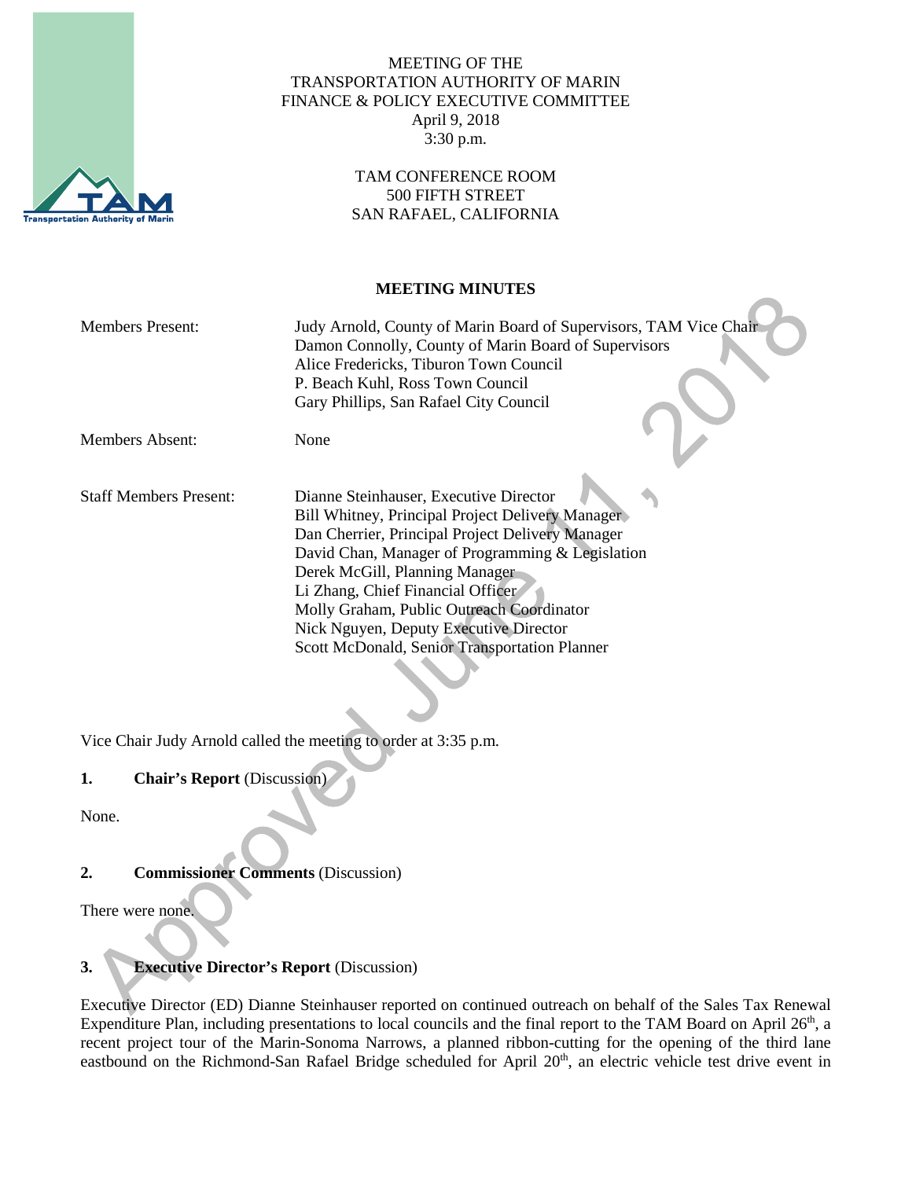MEETING OF THE
TRANSPORTATION AUTHORITY OF MARIN
FINANCE & POLICY EXECUTIVE COMMITTEE
April 9, 2018
3:30 p.m.

TAM CONFERENCE ROOM
500 FIFTH STREET
SAN RAFAEL, CALIFORNIA

**MEETING MINUTES**

| | |
|---|---|
| Members Present: | Judy Arnold, County of Marin Board of Supervisors, TAM Vice Chair<br>Damon Connolly, County of Marin Board of Supervisors<br>Alice Fredericks, Tiburon Town Council<br>P. Beach Kuhl, Ross Town Council<br>Gary Phillips, San Rafael City Council |
| Members Absent: | None |
| Staff Members Present: | Dianne Steinhauser, Executive Director<br>Bill Whitney, Principal Project Delivery Manager<br>Dan Cherrier, Principal Project Delivery Manager<br>David Chan, Manager of Programming & Legislation<br>Derek McGill, Planning Manager<br>Li Zhang, Chief Financial Officer<br>Molly Graham, Public Outreach Coordinator<br>Nick Nguyen, Deputy Executive Director<br>Scott McDonald, Senior Transportation Planner |

Vice Chair Judy Arnold called the meeting to order at 3:35 p.m.

**1. Chair's Report** (Discussion)

None.

**2. Commissioner Comments** (Discussion)

There were none.

**3. Executive Director's Report** (Discussion)

Executive Director (ED) Dianne Steinhauser reported on continued outreach on behalf of the Sales Tax Renewal Expenditure Plan, including presentations to local councils and the final report to the TAM Board on April 26th, a recent project tour of the Marin-Sonoma Narrows, a planned ribbon-cutting for the opening of the third lane eastbound on the Richmond-San Rafael Bridge scheduled for April 20th, an electric vehicle test drive event in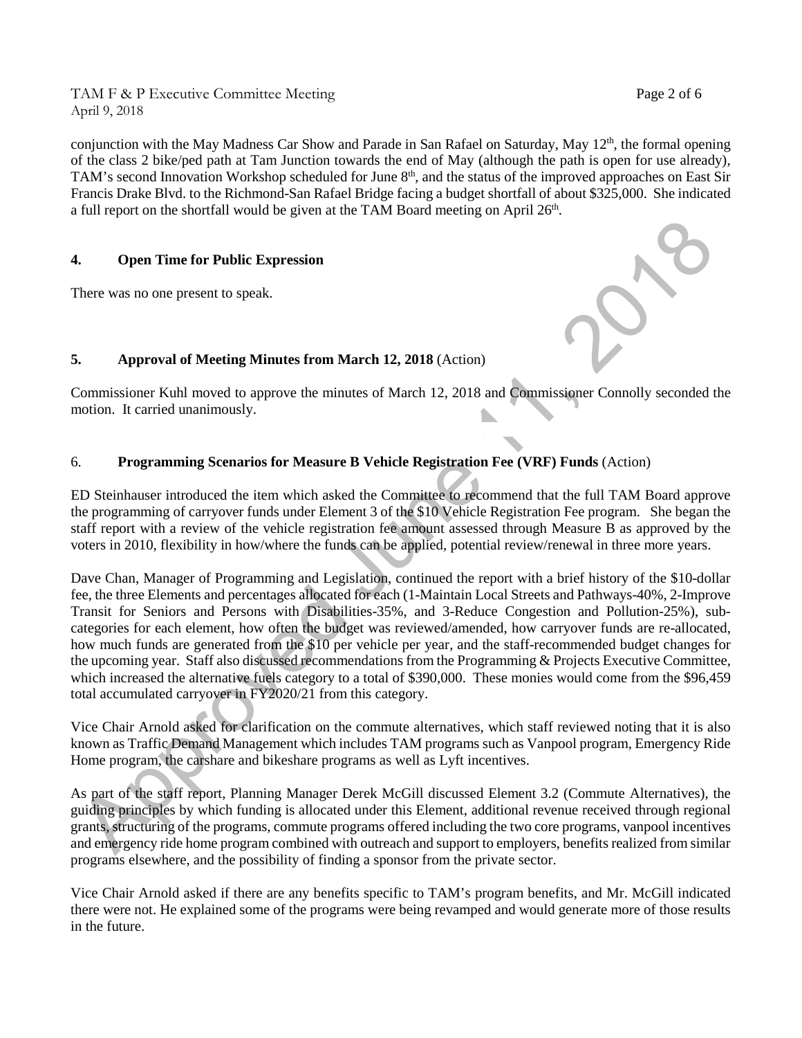conjunction with the May Madness Car Show and Parade in San Rafael on Saturday, May 12th, the formal opening of the class 2 bike/ped path at Tam Junction towards the end of May (although the path is open for use already), TAM's second Innovation Workshop scheduled for June 8th, and the status of the improved approaches on East Sir Francis Drake Blvd. to the Richmond-San Rafael Bridge facing a budget shortfall of about $325,000. She indicated a full report on the shortfall would be given at the TAM Board meeting on April 26th.

## 4. Open Time for Public Expression

There was no one present to speak.

## 5. Approval of Meeting Minutes from March 12, 2018 (Action)

Commissioner Kuhl moved to approve the minutes of March 12, 2018 and Commissioner Connolly seconded the motion. It carried unanimously.

## 6. Programming Scenarios for Measure B Vehicle Registration Fee (VRF) Funds (Action)

ED Steinhauser introduced the item which asked the Committee to recommend that the full TAM Board approve the programming of carryover funds under Element 3 of the $10 Vehicle Registration Fee program. She began the staff report with a review of the vehicle registration fee amount assessed through Measure B as approved by the voters in 2010, flexibility in how/where the funds can be applied, potential review/renewal in three more years.

Dave Chan, Manager of Programming and Legislation, continued the report with a brief history of the $10-dollar fee, the three Elements and percentages allocated for each (1-Maintain Local Streets and Pathways-40%, 2-Improve Transit for Seniors and Persons with Disabilities-35%, and 3-Reduce Congestion and Pollution-25%), sub-categories for each element, how often the budget was reviewed/amended, how carryover funds are re-allocated, how much funds are generated from the $10 per vehicle per year, and the staff-recommended budget changes for the upcoming year. Staff also discussed recommendations from the Programming & Projects Executive Committee, which increased the alternative fuels category to a total of $390,000. These monies would come from the $96,459 total accumulated carryover in FY2020/21 from this category.

Vice Chair Arnold asked for clarification on the commute alternatives, which staff reviewed noting that it is also known as Traffic Demand Management which includes TAM programs such as Vanpool program, Emergency Ride Home program, the carshare and bikeshare programs as well as Lyft incentives.

As part of the staff report, Planning Manager Derek McGill discussed Element 3.2 (Commute Alternatives), the guiding principles by which funding is allocated under this Element, additional revenue received through regional grants, structuring of the programs, commute programs offered including the two core programs, vanpool incentives and emergency ride home program combined with outreach and support to employers, benefits realized from similar programs elsewhere, and the possibility of finding a sponsor from the private sector.

Vice Chair Arnold asked if there are any benefits specific to TAM's program benefits, and Mr. McGill indicated there were not. He explained some of the programs were being revamped and would generate more of those results in the future.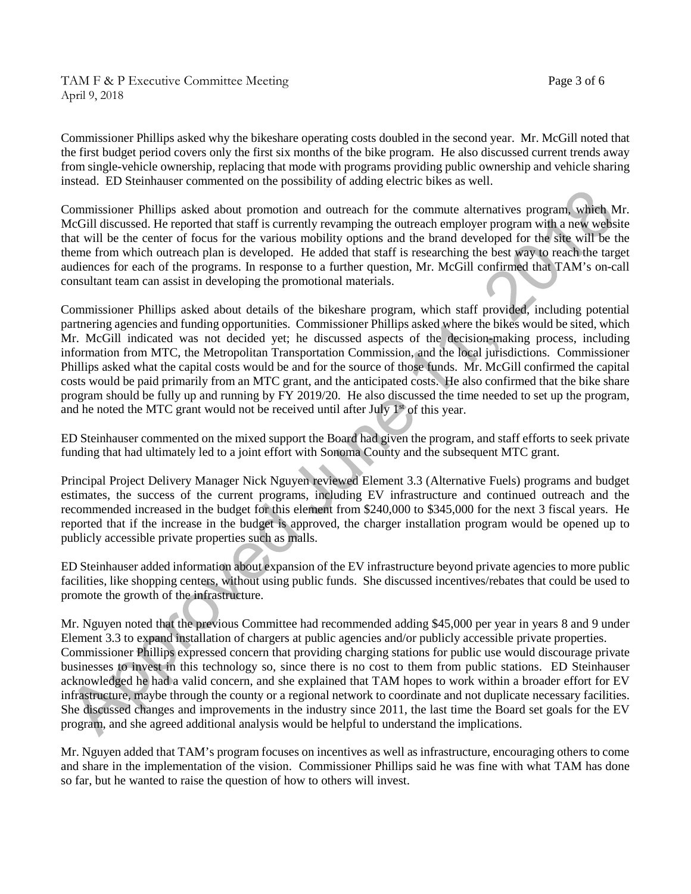Commissioner Phillips asked why the bikeshare operating costs doubled in the second year. Mr. McGill noted that the first budget period covers only the first six months of the bike program. He also discussed current trends away from single-vehicle ownership, replacing that mode with programs providing public ownership and vehicle sharing instead. ED Steinhauser commented on the possibility of adding electric bikes as well.

Commissioner Phillips asked about promotion and outreach for the commute alternatives program, which Mr. McGill discussed. He reported that staff is currently revamping the outreach employer program with a new website that will be the center of focus for the various mobility options and the brand developed for the site will be the theme from which outreach plan is developed. He added that staff is researching the best way to reach the target audiences for each of the programs. In response to a further question, Mr. McGill confirmed that TAM's on-call consultant team can assist in developing the promotional materials.

Commissioner Phillips asked about details of the bikeshare program, which staff provided, including potential partnering agencies and funding opportunities. Commissioner Phillips asked where the bikes would be sited, which Mr. McGill indicated was not decided yet; he discussed aspects of the decision-making process, including information from MTC, the Metropolitan Transportation Commission, and the local jurisdictions. Commissioner Phillips asked what the capital costs would be and for the source of those funds. Mr. McGill confirmed the capital costs would be paid primarily from an MTC grant, and the anticipated costs. He also confirmed that the bike share program should be fully up and running by FY 2019/20. He also discussed the time needed to set up the program, and he noted the MTC grant would not be received until after July 1st of this year.

ED Steinhauser commented on the mixed support the Board had given the program, and staff efforts to seek private funding that had ultimately led to a joint effort with Sonoma County and the subsequent MTC grant.

Principal Project Delivery Manager Nick Nguyen reviewed Element 3.3 (Alternative Fuels) programs and budget estimates, the success of the current programs, including EV infrastructure and continued outreach and the recommended increased in the budget for this element from $240,000 to $345,000 for the next 3 fiscal years. He reported that if the increase in the budget is approved, the charger installation program would be opened up to publicly accessible private properties such as malls.

ED Steinhauser added information about expansion of the EV infrastructure beyond private agencies to more public facilities, like shopping centers, without using public funds. She discussed incentives/rebates that could be used to promote the growth of the infrastructure.

Mr. Nguyen noted that the previous Committee had recommended adding $45,000 per year in years 8 and 9 under Element 3.3 to expand installation of chargers at public agencies and/or publicly accessible private properties. Commissioner Phillips expressed concern that providing charging stations for public use would discourage private businesses to invest in this technology so, since there is no cost to them from public stations. ED Steinhauser acknowledged he had a valid concern, and she explained that TAM hopes to work within a broader effort for EV infrastructure, maybe through the county or a regional network to coordinate and not duplicate necessary facilities. She discussed changes and improvements in the industry since 2011, the last time the Board set goals for the EV program, and she agreed additional analysis would be helpful to understand the implications.

Mr. Nguyen added that TAM's program focuses on incentives as well as infrastructure, encouraging others to come and share in the implementation of the vision. Commissioner Phillips said he was fine with what TAM has done so far, but he wanted to raise the question of how to others will invest.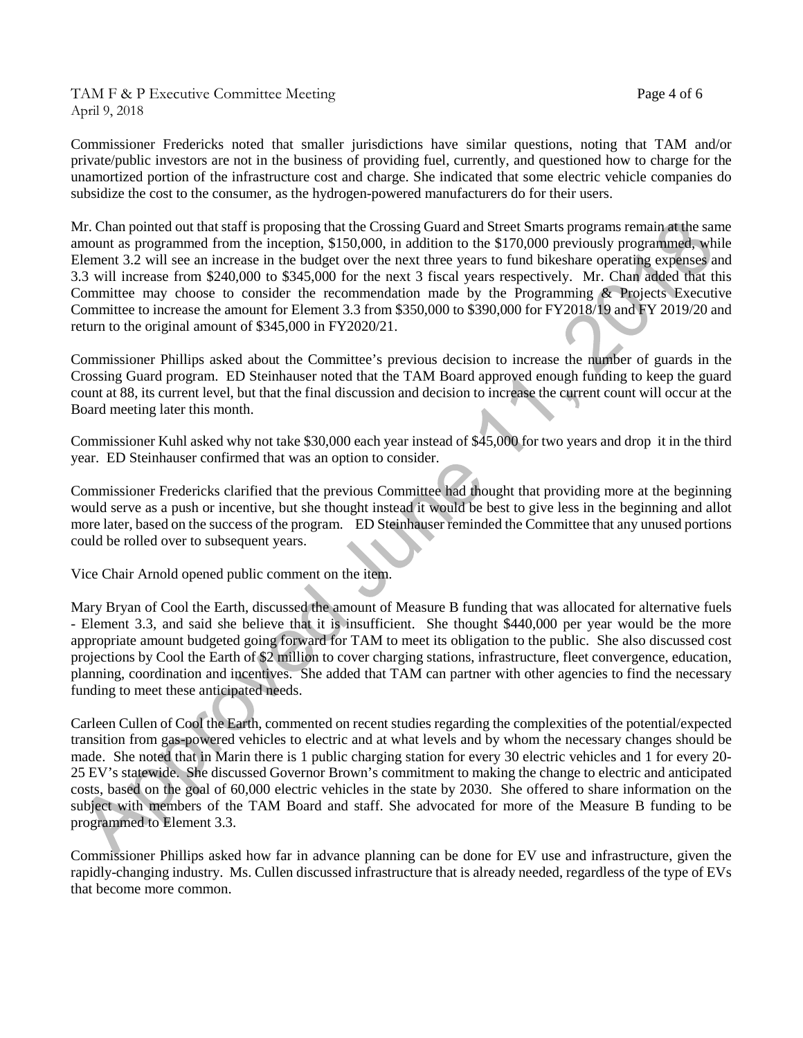Commissioner Fredericks noted that smaller jurisdictions have similar questions, noting that TAM and/or private/public investors are not in the business of providing fuel, currently, and questioned how to charge for the unamortized portion of the infrastructure cost and charge. She indicated that some electric vehicle companies do subsidize the cost to the consumer, as the hydrogen-powered manufacturers do for their users.

Mr. Chan pointed out that staff is proposing that the Crossing Guard and Street Smarts programs remain at the same amount as programmed from the inception, \$150,000, in addition to the \$170,000 previously programmed, while Element 3.2 will see an increase in the budget over the next three years to fund bikeshare operating expenses and 3.3 will increase from \$240,000 to \$345,000 for the next 3 fiscal years respectively. Mr. Chan added that this Committee may choose to consider the recommendation made by the Programming & Projects Executive Committee to increase the amount for Element 3.3 from \$350,000 to \$390,000 for FY2018/19 and FY 2019/20 and return to the original amount of \$345,000 in FY2020/21.

Commissioner Phillips asked about the Committee's previous decision to increase the number of guards in the Crossing Guard program. ED Steinhauser noted that the TAM Board approved enough funding to keep the guard count at 88, its current level, but that the final discussion and decision to increase the current count will occur at the Board meeting later this month.

Commissioner Kuhl asked why not take \$30,000 each year instead of \$45,000 for two years and drop it in the third year. ED Steinhauser confirmed that was an option to consider.

Commissioner Fredericks clarified that the previous Committee had thought that providing more at the beginning would serve as a push or incentive, but she thought instead it would be best to give less in the beginning and allot more later, based on the success of the program. ED Steinhauser reminded the Committee that any unused portions could be rolled over to subsequent years.

Vice Chair Arnold opened public comment on the item.

Mary Bryan of Cool the Earth, discussed the amount of Measure B funding that was allocated for alternative fuels - Element 3.3, and said she believe that it is insufficient. She thought \$440,000 per year would be the more appropriate amount budgeted going forward for TAM to meet its obligation to the public. She also discussed cost projections by Cool the Earth of \$2 million to cover charging stations, infrastructure, fleet convergence, education, planning, coordination and incentives. She added that TAM can partner with other agencies to find the necessary funding to meet these anticipated needs.

Carleen Cullen of Cool the Earth, commented on recent studies regarding the complexities of the potential/expected transition from gas-powered vehicles to electric and at what levels and by whom the necessary changes should be made. She noted that in Marin there is 1 public charging station for every 30 electric vehicles and 1 for every 20-25 EV's statewide. She discussed Governor Brown's commitment to making the change to electric and anticipated costs, based on the goal of 60,000 electric vehicles in the state by 2030. She offered to share information on the subject with members of the TAM Board and staff. She advocated for more of the Measure B funding to be programmed to Element 3.3.

Commissioner Phillips asked how far in advance planning can be done for EV use and infrastructure, given the rapidly-changing industry. Ms. Cullen discussed infrastructure that is already needed, regardless of the type of EVs that become more common.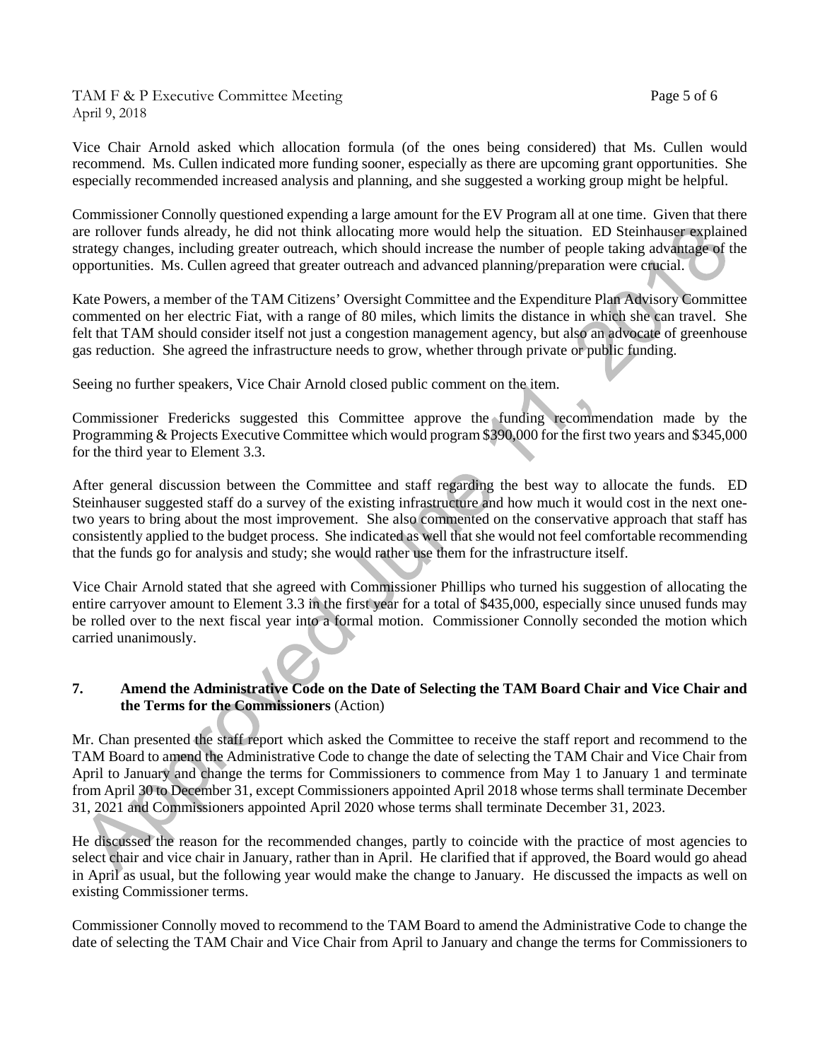Vice Chair Arnold asked which allocation formula (of the ones being considered) that Ms. Cullen would recommend. Ms. Cullen indicated more funding sooner, especially as there are upcoming grant opportunities. She especially recommended increased analysis and planning, and she suggested a working group might be helpful.

Commissioner Connolly questioned expending a large amount for the EV Program all at one time. Given that there are rollover funds already, he did not think allocating more would help the situation. ED Steinhauser explained strategy changes, including greater outreach, which should increase the number of people taking advantage of the opportunities. Ms. Cullen agreed that greater outreach and advanced planning/preparation were crucial.

Kate Powers, a member of the TAM Citizens' Oversight Committee and the Expenditure Plan Advisory Committee commented on her electric Fiat, with a range of 80 miles, which limits the distance in which she can travel. She felt that TAM should consider itself not just a congestion management agency, but also an advocate of greenhouse gas reduction. She agreed the infrastructure needs to grow, whether through private or public funding.

Seeing no further speakers, Vice Chair Arnold closed public comment on the item.

Commissioner Fredericks suggested this Committee approve the funding recommendation made by the Programming & Projects Executive Committee which would program $390,000 for the first two years and $345,000 for the third year to Element 3.3.

After general discussion between the Committee and staff regarding the best way to allocate the funds. ED Steinhauser suggested staff do a survey of the existing infrastructure and how much it would cost in the next one-two years to bring about the most improvement. She also commented on the conservative approach that staff has consistently applied to the budget process. She indicated as well that she would not feel comfortable recommending that the funds go for analysis and study; she would rather use them for the infrastructure itself.

Vice Chair Arnold stated that she agreed with Commissioner Phillips who turned his suggestion of allocating the entire carryover amount to Element 3.3 in the first year for a total of $435,000, especially since unused funds may be rolled over to the next fiscal year into a formal motion. Commissioner Connolly seconded the motion which carried unanimously.

**7. Amend the Administrative Code on the Date of Selecting the TAM Board Chair and Vice Chair and the Terms for the Commissioners** (Action)

Mr. Chan presented the staff report which asked the Committee to receive the staff report and recommend to the TAM Board to amend the Administrative Code to change the date of selecting the TAM Chair and Vice Chair from April to January and change the terms for Commissioners to commence from May 1 to January 1 and terminate from April 30 to December 31, except Commissioners appointed April 2018 whose terms shall terminate December 31, 2021 and Commissioners appointed April 2020 whose terms shall terminate December 31, 2023.

He discussed the reason for the recommended changes, partly to coincide with the practice of most agencies to select chair and vice chair in January, rather than in April. He clarified that if approved, the Board would go ahead in April as usual, but the following year would make the change to January. He discussed the impacts as well on existing Commissioner terms.

Commissioner Connolly moved to recommend to the TAM Board to amend the Administrative Code to change the date of selecting the TAM Chair and Vice Chair from April to January and change the terms for Commissioners to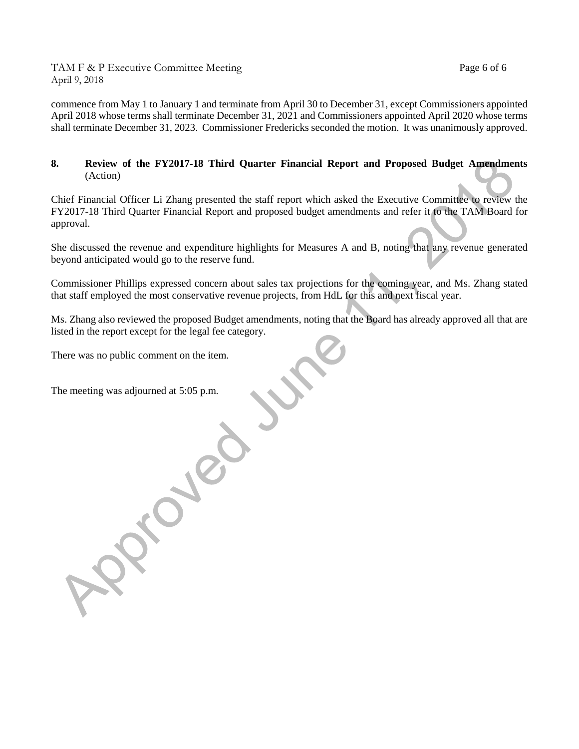commence from May 1 to January 1 and terminate from April 30 to December 31, except Commissioners appointed April 2018 whose terms shall terminate December 31, 2021 and Commissioners appointed April 2020 whose terms shall terminate December 31, 2023. Commissioner Fredericks seconded the motion. It was unanimously approved.

**8. Review of the FY2017-18 Third Quarter Financial Report and Proposed Budget Amendments** (Action)

Chief Financial Officer Li Zhang presented the staff report which asked the Executive Committee to review the FY2017-18 Third Quarter Financial Report and proposed budget amendments and refer it to the TAM Board for approval.

She discussed the revenue and expenditure highlights for Measures A and B, noting that any revenue generated beyond anticipated would go to the reserve fund.

Commissioner Phillips expressed concern about sales tax projections for the coming year, and Ms. Zhang stated that staff employed the most conservative revenue projects, from HdL for this and next fiscal year.

Ms. Zhang also reviewed the proposed Budget amendments, noting that the Board has already approved all that are listed in the report except for the legal fee category.

There was no public comment on the item.

The meeting was adjourned at 5:05 p.m.

Approved June 11, 2018